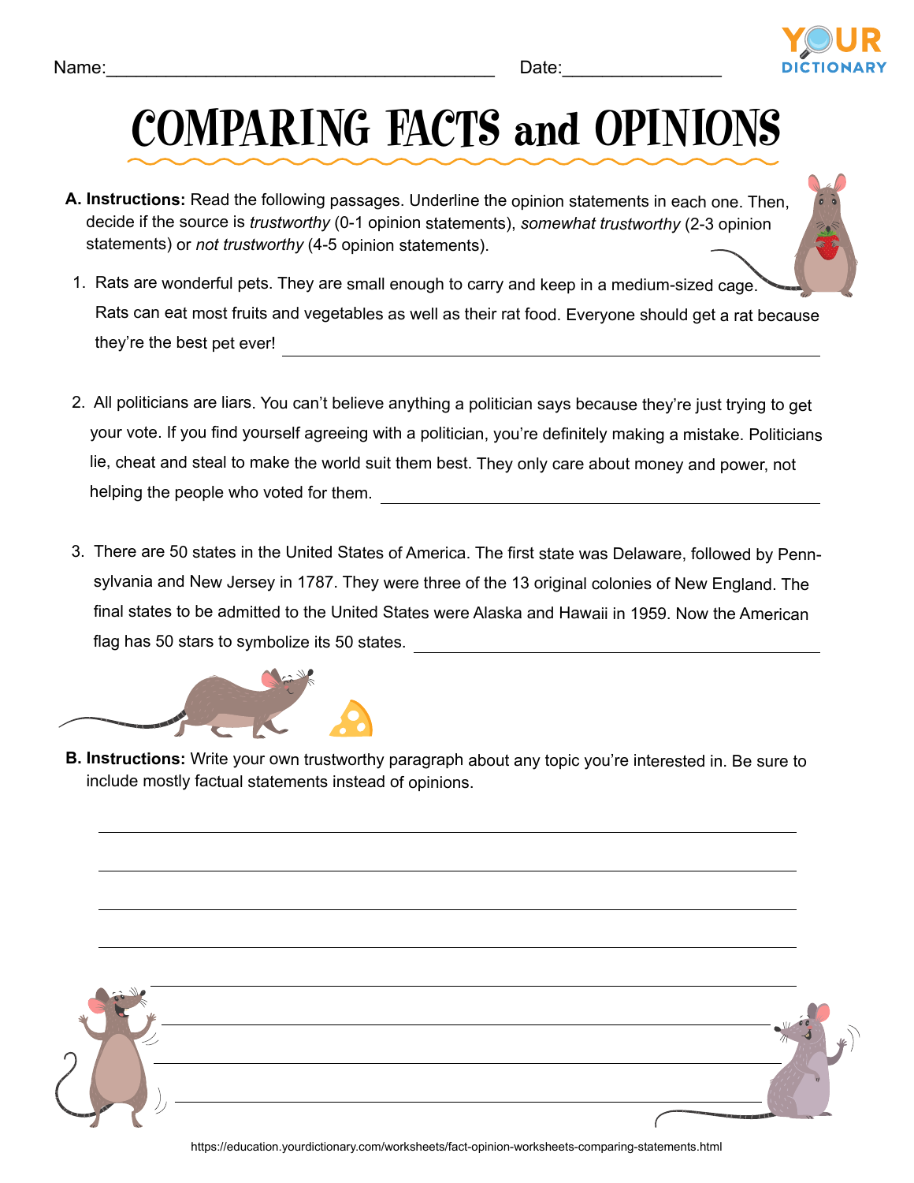Name:______________________________________ Date:_______________

# COMPARING FACTS and OPINIONS

**A. Instructions:** Read the following passages. Underline the opinion statements in each one. Then, decide if the source is *trustworthy* (0-1 opinion statements), *somewhat trustworthy* (2-3 opinion statements) or *not trustworthy* (4-5 opinion statements).

1. Rats are wonderful pets. They are small enough to carry and keep in a medium-sized cage. Rats can eat most fruits and vegetables as well as their rat food. Everyone should get a rat because they're the best pet ever! ______________________________

2. All politicians are liars. You can't believe anything a politician says because they're just trying to get your vote. If you find yourself agreeing with a politician, you're definitely making a mistake. Politicians lie, cheat and steal to make the world suit them best. They only care about money and power, not helping the people who voted for them. ______________________________

3. There are 50 states in the United States of America. The first state was Delaware, followed by Pennsylvania and New Jersey in 1787. They were three of the 13 original colonies of New England. The final states to be admitted to the United States were Alaska and Hawaii in 1959. Now the American flag has 50 stars to symbolize its 50 states. ______________________________

**B. Instructions:** Write your own trustworthy paragraph about any topic you're interested in. Be sure to include mostly factual statements instead of opinions.

______________________________________________________________

______________________________________________________________

______________________________________________________________

______________________________________________________________

______________________________________________________________

______________________________________________________________

______________________________________________________________

______________________________________________________________

https://education.yourdictionary.com/worksheets/fact-opinion-worksheets-comparing-statements.html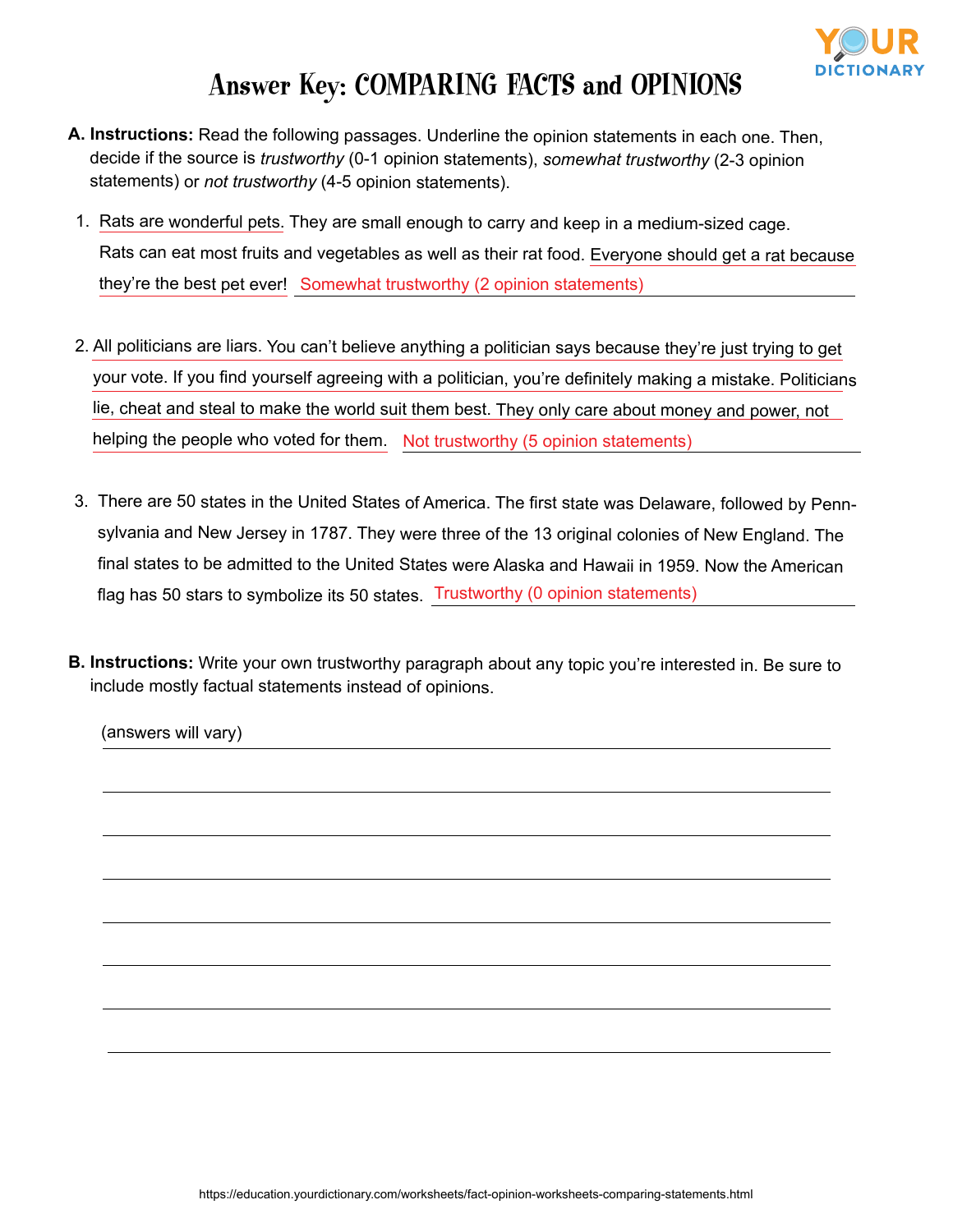# Answer Key: COMPARING FACTS and OPINIONS

**A. Instructions:** Read the following passages. Underline the opinion statements in each one. Then, decide if the source is *trustworthy* (0-1 opinion statements), *somewhat trustworthy* (2-3 opinion statements) or *not trustworthy* (4-5 opinion statements).

1. Rats are wonderful pets. They are small enough to carry and keep in a medium-sized cage. Rats can eat most fruits and vegetables as well as their rat food. Everyone should get a rat because they're the best pet ever! Somewhat trustworthy (2 opinion statements)

2. All politicians are liars. You can't believe anything a politician says because they're just trying to get your vote. If you find yourself agreeing with a politician, you're definitely making a mistake. Politicians lie, cheat and steal to make the world suit them best. They only care about money and power, not helping the people who voted for them. Not trustworthy (5 opinion statements)

3. There are 50 states in the United States of America. The first state was Delaware, followed by Pennsylvania and New Jersey in 1787. They were three of the 13 original colonies of New England. The final states to be admitted to the United States were Alaska and Hawaii in 1959. Now the American flag has 50 stars to symbolize its 50 states. Trustworthy (0 opinion statements)

**B. Instructions:** Write your own trustworthy paragraph about any topic you're interested in. Be sure to include mostly factual statements instead of opinions.

(answers will vary)

https://education.yourdictionary.com/worksheets/fact-opinion-worksheets-comparing-statements.html